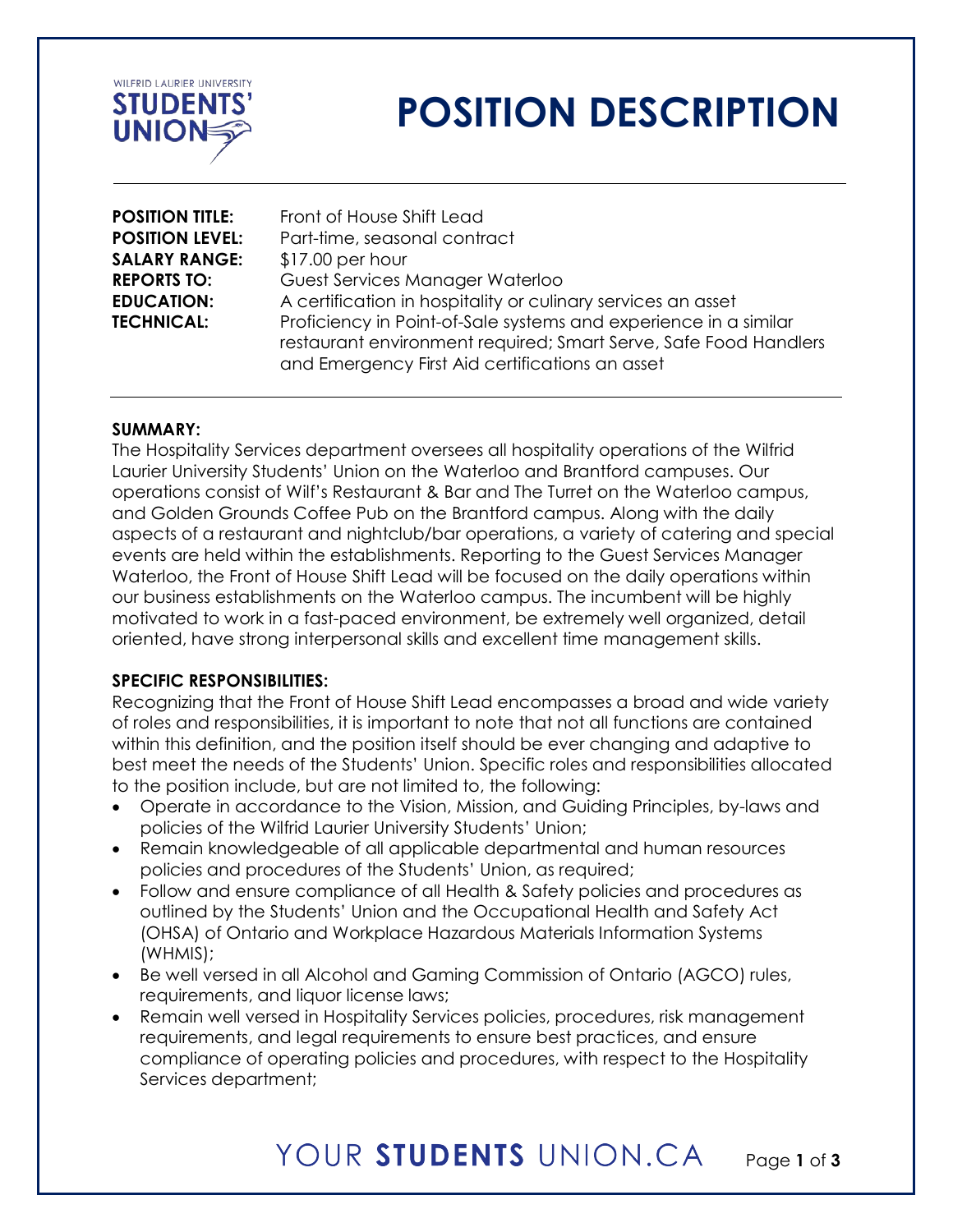# POSITION DESCRIPTION

**POSITION TITLE:** Front of House Shift Lead
**POSITION LEVEL:** Part-time, seasonal contract
**SALARY RANGE:** $17.00 per hour
**REPORTS TO:** Guest Services Manager Waterloo
**EDUCATION:** A certification in hospitality or culinary services an asset
**TECHNICAL:** Proficiency in Point-of-Sale systems and experience in a similar restaurant environment required; Smart Serve, Safe Food Handlers and Emergency First Aid certifications an asset

**SUMMARY:**

The Hospitality Services department oversees all hospitality operations of the Wilfrid Laurier University Students' Union on the Waterloo and Brantford campuses. Our operations consist of Wilf's Restaurant & Bar and The Turret on the Waterloo campus, and Golden Grounds Coffee Pub on the Brantford campus. Along with the daily aspects of a restaurant and nightclub/bar operations, a variety of catering and special events are held within the establishments. Reporting to the Guest Services Manager Waterloo, the Front of House Shift Lead will be focused on the daily operations within our business establishments on the Waterloo campus. The incumbent will be highly motivated to work in a fast-paced environment, be extremely well organized, detail oriented, have strong interpersonal skills and excellent time management skills.

**SPECIFIC RESPONSIBILITIES:**

Recognizing that the Front of House Shift Lead encompasses a broad and wide variety of roles and responsibilities, it is important to note that not all functions are contained within this definition, and the position itself should be ever changing and adaptive to best meet the needs of the Students' Union. Specific roles and responsibilities allocated to the position include, but are not limited to, the following:

- Operate in accordance to the Vision, Mission, and Guiding Principles, by-laws and policies of the Wilfrid Laurier University Students' Union;
- Remain knowledgeable of all applicable departmental and human resources policies and procedures of the Students' Union, as required;
- Follow and ensure compliance of all Health & Safety policies and procedures as outlined by the Students' Union and the Occupational Health and Safety Act (OHSA) of Ontario and Workplace Hazardous Materials Information Systems (WHMIS);
- Be well versed in all Alcohol and Gaming Commission of Ontario (AGCO) rules, requirements, and liquor license laws;
- Remain well versed in Hospitality Services policies, procedures, risk management requirements, and legal requirements to ensure best practices, and ensure compliance of operating policies and procedures, with respect to the Hospitality Services department;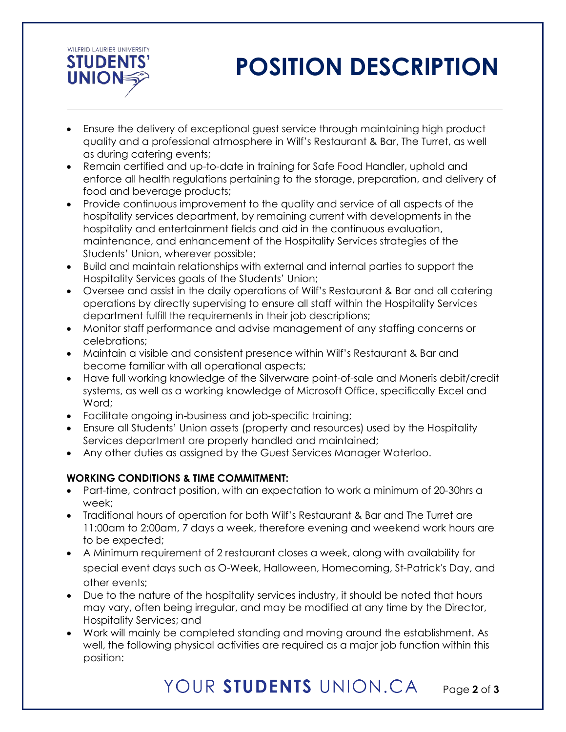- Ensure the delivery of exceptional guest service through maintaining high product quality and a professional atmosphere in Wilf's Restaurant & Bar, The Turret, as well as during catering events;
- Remain certified and up-to-date in training for Safe Food Handler, uphold and enforce all health regulations pertaining to the storage, preparation, and delivery of food and beverage products;
- Provide continuous improvement to the quality and service of all aspects of the hospitality services department, by remaining current with developments in the hospitality and entertainment fields and aid in the continuous evaluation, maintenance, and enhancement of the Hospitality Services strategies of the Students' Union, wherever possible;
- Build and maintain relationships with external and internal parties to support the Hospitality Services goals of the Students' Union;
- Oversee and assist in the daily operations of Wilf's Restaurant & Bar and all catering operations by directly supervising to ensure all staff within the Hospitality Services department fulfill the requirements in their job descriptions;
- Monitor staff performance and advise management of any staffing concerns or celebrations;
- Maintain a visible and consistent presence within Wilf's Restaurant & Bar and become familiar with all operational aspects;
- Have full working knowledge of the Silverware point-of-sale and Moneris debit/credit systems, as well as a working knowledge of Microsoft Office, specifically Excel and Word;
- Facilitate ongoing in-business and job-specific training;
- Ensure all Students' Union assets (property and resources) used by the Hospitality Services department are properly handled and maintained;
- Any other duties as assigned by the Guest Services Manager Waterloo.

**WORKING CONDITIONS & TIME COMMITMENT:**

- Part-time, contract position, with an expectation to work a minimum of 20-30hrs a week;
- Traditional hours of operation for both Wilf's Restaurant & Bar and The Turret are 11:00am to 2:00am, 7 days a week, therefore evening and weekend work hours are to be expected;
- A Minimum requirement of 2 restaurant closes a week, along with availability for special event days such as O-Week, Halloween, Homecoming, St-Patrick's Day, and other events;
- Due to the nature of the hospitality services industry, it should be noted that hours may vary, often being irregular, and may be modified at any time by the Director, Hospitality Services; and
- Work will mainly be completed standing and moving around the establishment. As well, the following physical activities are required as a major job function within this position: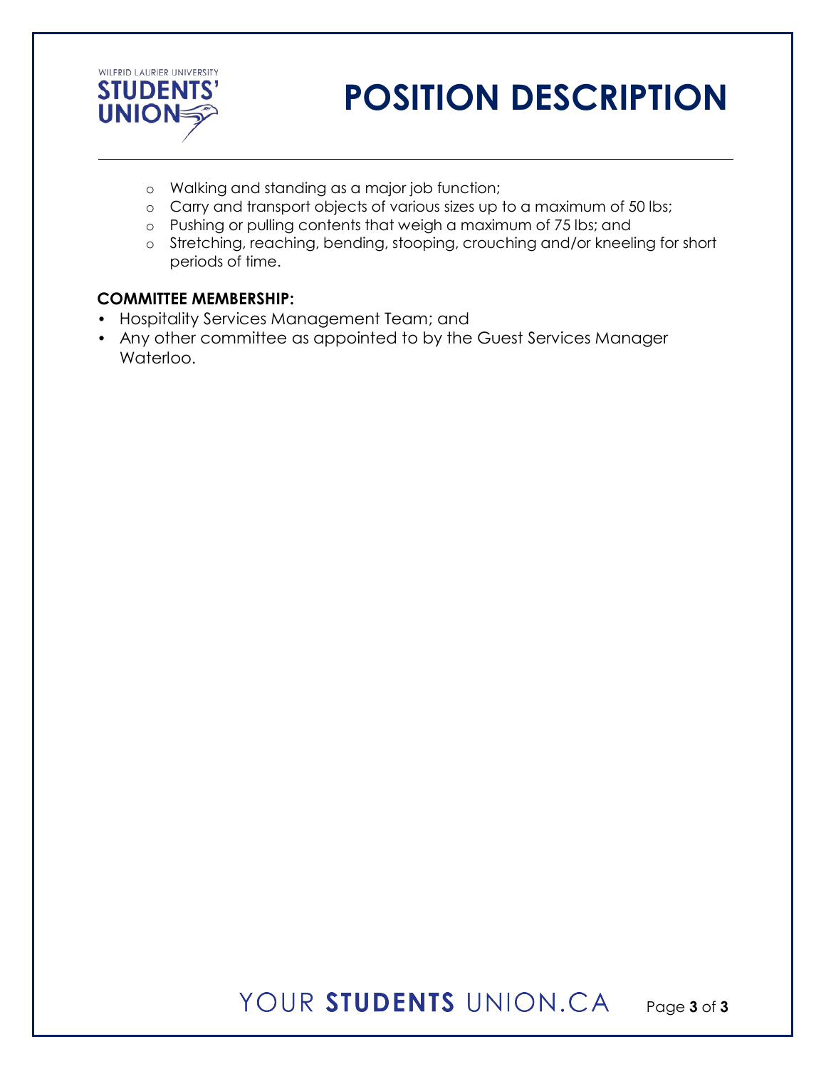- Walking and standing as a major job function;
- Carry and transport objects of various sizes up to a maximum of 50 lbs;
- Pushing or pulling contents that weigh a maximum of 75 lbs; and
- Stretching, reaching, bending, stooping, crouching and/or kneeling for short periods of time.

**COMMITTEE MEMBERSHIP:**

- Hospitality Services Management Team; and
- Any other committee as appointed to by the Guest Services Manager Waterloo.